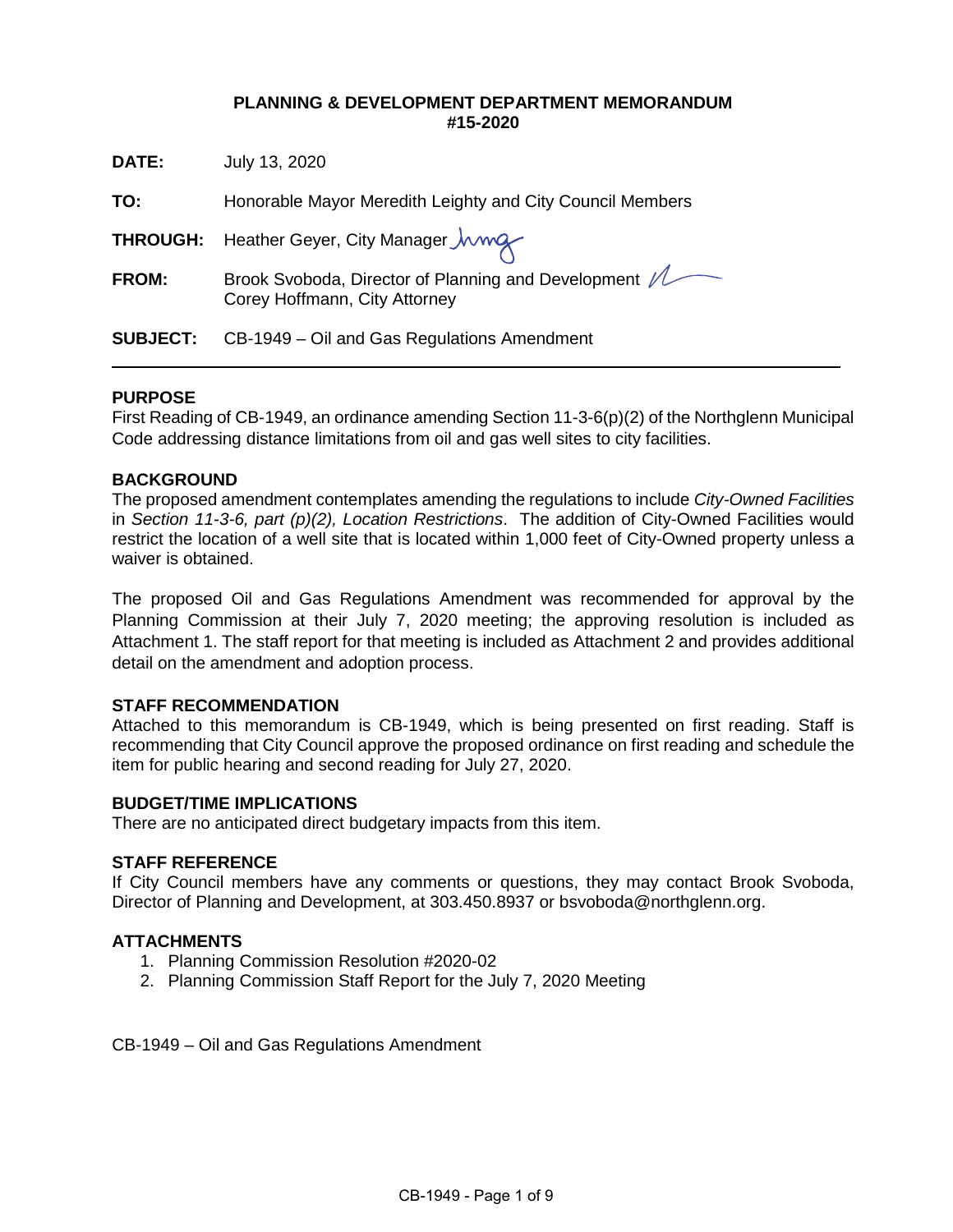# PLANNING & DEVELOPMENT DEPARTMENT MEMORANDUM #15-2020

**DATE:** July 13, 2020

**TO:** Honorable Mayor Meredith Leighty and City Council Members

**THROUGH:** Heather Geyer, City Manager

**FROM:** Brook Svoboda, Director of Planning and Development
Corey Hoffmann, City Attorney

**SUBJECT:** CB-1949 – Oil and Gas Regulations Amendment

---

## PURPOSE

First Reading of CB-1949, an ordinance amending Section 11-3-6(p)(2) of the Northglenn Municipal Code addressing distance limitations from oil and gas well sites to city facilities.

## BACKGROUND

The proposed amendment contemplates amending the regulations to include *City-Owned Facilities* in *Section 11-3-6, part (p)(2), Location Restrictions*. The addition of City-Owned Facilities would restrict the location of a well site that is located within 1,000 feet of City-Owned property unless a waiver is obtained.

The proposed Oil and Gas Regulations Amendment was recommended for approval by the Planning Commission at their July 7, 2020 meeting; the approving resolution is included as Attachment 1. The staff report for that meeting is included as Attachment 2 and provides additional detail on the amendment and adoption process.

## STAFF RECOMMENDATION

Attached to this memorandum is CB-1949, which is being presented on first reading. Staff is recommending that City Council approve the proposed ordinance on first reading and schedule the item for public hearing and second reading for July 27, 2020.

## BUDGET/TIME IMPLICATIONS

There are no anticipated direct budgetary impacts from this item.

## STAFF REFERENCE

If City Council members have any comments or questions, they may contact Brook Svoboda, Director of Planning and Development, at 303.450.8937 or bsvoboda@northglenn.org.

## ATTACHMENTS

1. Planning Commission Resolution #2020-02
2. Planning Commission Staff Report for the July 7, 2020 Meeting

CB-1949 – Oil and Gas Regulations Amendment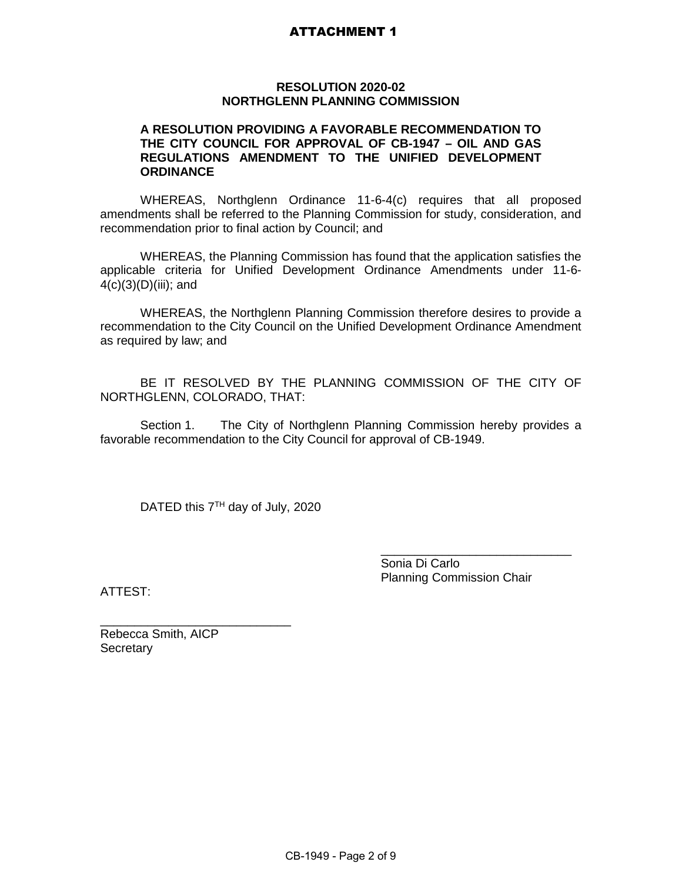**ATTACHMENT 1**

**RESOLUTION 2020-02**
**NORTHGLENN PLANNING COMMISSION**

**A RESOLUTION PROVIDING A FAVORABLE RECOMMENDATION TO THE CITY COUNCIL FOR APPROVAL OF CB-1947 – OIL AND GAS REGULATIONS AMENDMENT TO THE UNIFIED DEVELOPMENT ORDINANCE**

WHEREAS, Northglenn Ordinance 11-6-4(c) requires that all proposed amendments shall be referred to the Planning Commission for study, consideration, and recommendation prior to final action by Council; and

WHEREAS, the Planning Commission has found that the application satisfies the applicable criteria for Unified Development Ordinance Amendments under 11-6-4(c)(3)(D)(iii); and

WHEREAS, the Northglenn Planning Commission therefore desires to provide a recommendation to the City Council on the Unified Development Ordinance Amendment as required by law; and

BE IT RESOLVED BY THE PLANNING COMMISSION OF THE CITY OF NORTHGLENN, COLORADO, THAT:

Section 1. The City of Northglenn Planning Commission hereby provides a favorable recommendation to the City Council for approval of CB-1949.

DATED this 7TH day of July, 2020

\_\_\_\_\_\_\_\_\_\_\_\_\_\_\_\_\_\_\_\_\_\_\_\_\_\_\_\_
Sonia Di Carlo
Planning Commission Chair

ATTEST:

\_\_\_\_\_\_\_\_\_\_\_\_\_\_\_\_\_\_\_\_\_\_\_\_\_\_\_\_
Rebecca Smith, AICP
Secretary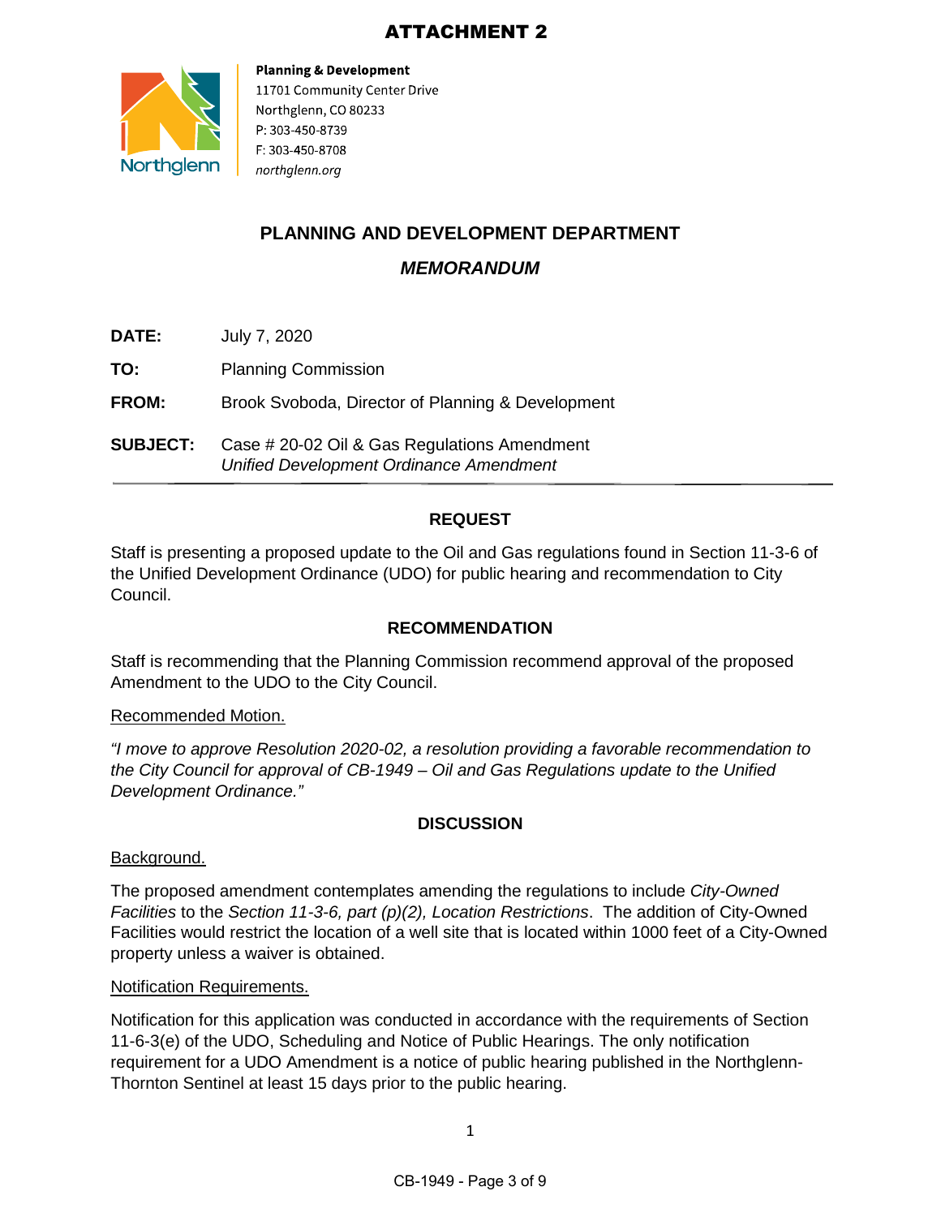# ATTACHMENT 2

**Planning & Development**
11701 Community Center Drive
Northglenn, CO 80233
P: 303-450-8739
F: 303-450-8708
*northglenn.org*

## PLANNING AND DEVELOPMENT DEPARTMENT

### *MEMORANDUM*

**DATE:** July 7, 2020

**TO:** Planning Commission

**FROM:** Brook Svoboda, Director of Planning & Development

**SUBJECT:** Case # 20-02 Oil & Gas Regulations Amendment
*Unified Development Ordinance Amendment*

---

### REQUEST

Staff is presenting a proposed update to the Oil and Gas regulations found in Section 11-3-6 of the Unified Development Ordinance (UDO) for public hearing and recommendation to City Council.

### RECOMMENDATION

Staff is recommending that the Planning Commission recommend approval of the proposed Amendment to the UDO to the City Council.

<u>Recommended Motion.</u>

*"I move to approve Resolution 2020-02, a resolution providing a favorable recommendation to the City Council for approval of CB-1949 – Oil and Gas Regulations update to the Unified Development Ordinance."*

### DISCUSSION

<u>Background.</u>

The proposed amendment contemplates amending the regulations to include *City-Owned Facilities* to the *Section 11-3-6, part (p)(2), Location Restrictions*. The addition of City-Owned Facilities would restrict the location of a well site that is located within 1000 feet of a City-Owned property unless a waiver is obtained.

<u>Notification Requirements.</u>

Notification for this application was conducted in accordance with the requirements of Section 11-6-3(e) of the UDO, Scheduling and Notice of Public Hearings. The only notification requirement for a UDO Amendment is a notice of public hearing published in the Northglenn-Thornton Sentinel at least 15 days prior to the public hearing.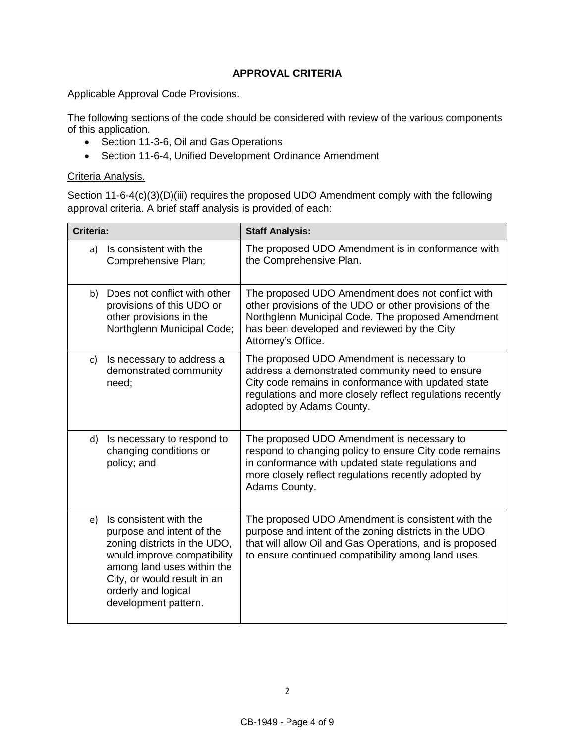## APPROVAL CRITERIA

Applicable Approval Code Provisions.

The following sections of the code should be considered with review of the various components of this application.

- Section 11-3-6, Oil and Gas Operations
- Section 11-6-4, Unified Development Ordinance Amendment

Criteria Analysis.

Section 11-6-4(c)(3)(D)(iii) requires the proposed UDO Amendment comply with the following approval criteria. A brief staff analysis is provided of each:

| Criteria: | Staff Analysis: |
| --- | --- |
| a) Is consistent with the Comprehensive Plan; | The proposed UDO Amendment is in conformance with the Comprehensive Plan. |
| b) Does not conflict with other provisions of this UDO or other provisions in the Northglenn Municipal Code; | The proposed UDO Amendment does not conflict with other provisions of the UDO or other provisions of the Northglenn Municipal Code. The proposed Amendment has been developed and reviewed by the City Attorney's Office. |
| c) Is necessary to address a demonstrated community need; | The proposed UDO Amendment is necessary to address a demonstrated community need to ensure City code remains in conformance with updated state regulations and more closely reflect regulations recently adopted by Adams County. |
| d) Is necessary to respond to changing conditions or policy; and | The proposed UDO Amendment is necessary to respond to changing policy to ensure City code remains in conformance with updated state regulations and more closely reflect regulations recently adopted by Adams County. |
| e) Is consistent with the purpose and intent of the zoning districts in the UDO, would improve compatibility among land uses within the City, or would result in an orderly and logical development pattern. | The proposed UDO Amendment is consistent with the purpose and intent of the zoning districts in the UDO that will allow Oil and Gas Operations, and is proposed to ensure continued compatibility among land uses. |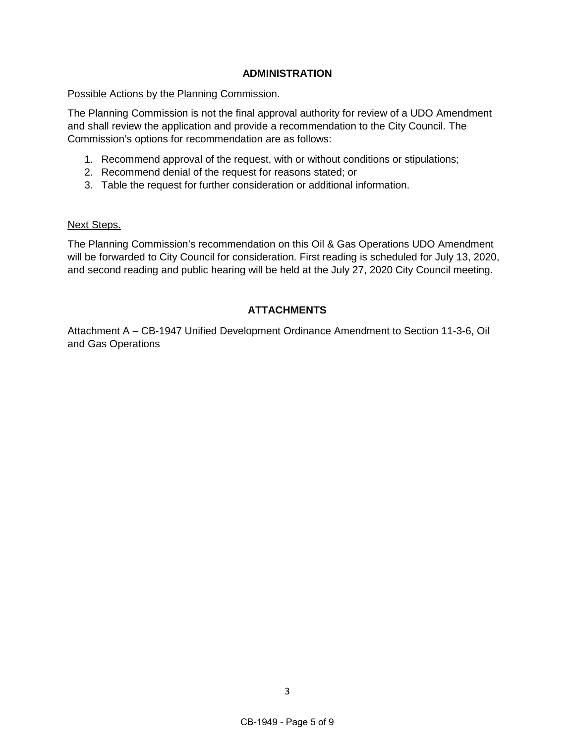## ADMINISTRATION

Possible Actions by the Planning Commission.

The Planning Commission is not the final approval authority for review of a UDO Amendment and shall review the application and provide a recommendation to the City Council. The Commission's options for recommendation are as follows:

1. Recommend approval of the request, with or without conditions or stipulations;
2. Recommend denial of the request for reasons stated; or
3. Table the request for further consideration or additional information.

Next Steps.

The Planning Commission's recommendation on this Oil & Gas Operations UDO Amendment will be forwarded to City Council for consideration. First reading is scheduled for July 13, 2020, and second reading and public hearing will be held at the July 27, 2020 City Council meeting.

## ATTACHMENTS

Attachment A – CB-1947 Unified Development Ordinance Amendment to Section 11-3-6, Oil and Gas Operations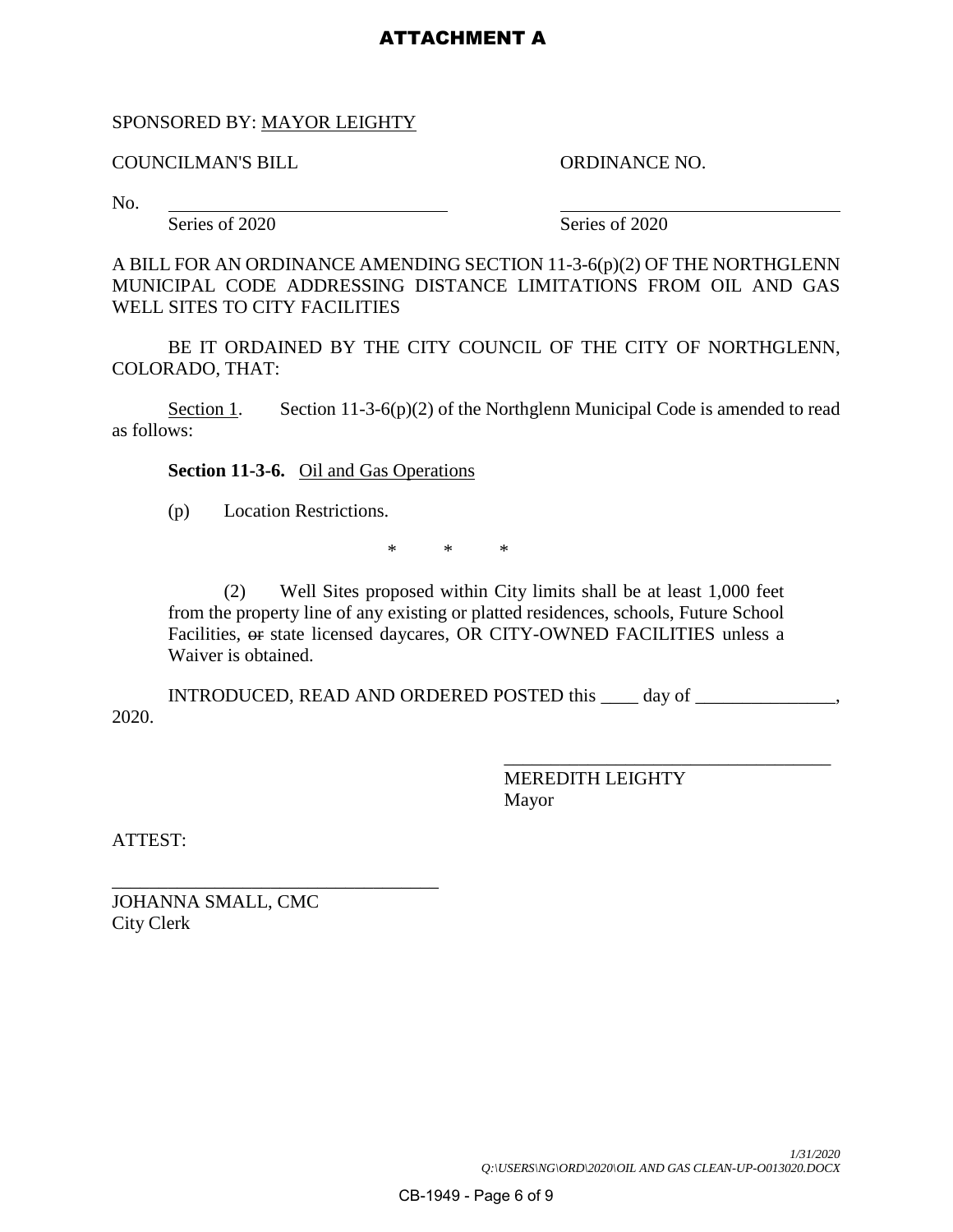# ATTACHMENT A

SPONSORED BY: <u>MAYOR LEIGHTY</u>

COUNCILMAN'S BILL ORDINANCE NO.

No. ______________________________ ______________________________

Series of 2020 Series of 2020

A BILL FOR AN ORDINANCE AMENDING SECTION 11-3-6(p)(2) OF THE NORTHGLENN MUNICIPAL CODE ADDRESSING DISTANCE LIMITATIONS FROM OIL AND GAS WELL SITES TO CITY FACILITIES

BE IT ORDAINED BY THE CITY COUNCIL OF THE CITY OF NORTHGLENN, COLORADO, THAT:

<u>Section 1</u>. Section 11-3-6(p)(2) of the Northglenn Municipal Code is amended to read as follows:

**Section 11-3-6.** <u>Oil and Gas Operations</u>

(p) Location Restrictions.

\* \* \*

(2) Well Sites proposed within City limits shall be at least 1,000 feet from the property line of any existing or platted residences, schools, Future School Facilities, ~~or~~ state licensed daycares, OR CITY-OWNED FACILITIES unless a Waiver is obtained.

INTRODUCED, READ AND ORDERED POSTED this ____ day of _______________, 2020.

___________________________________
MEREDITH LEIGHTY
Mayor

ATTEST:

___________________________________
JOHANNA SMALL, CMC
City Clerk

*1/31/2020*
*Q:\USERS\NG\ORD\2020\OIL AND GAS CLEAN-UP-O013020.DOCX*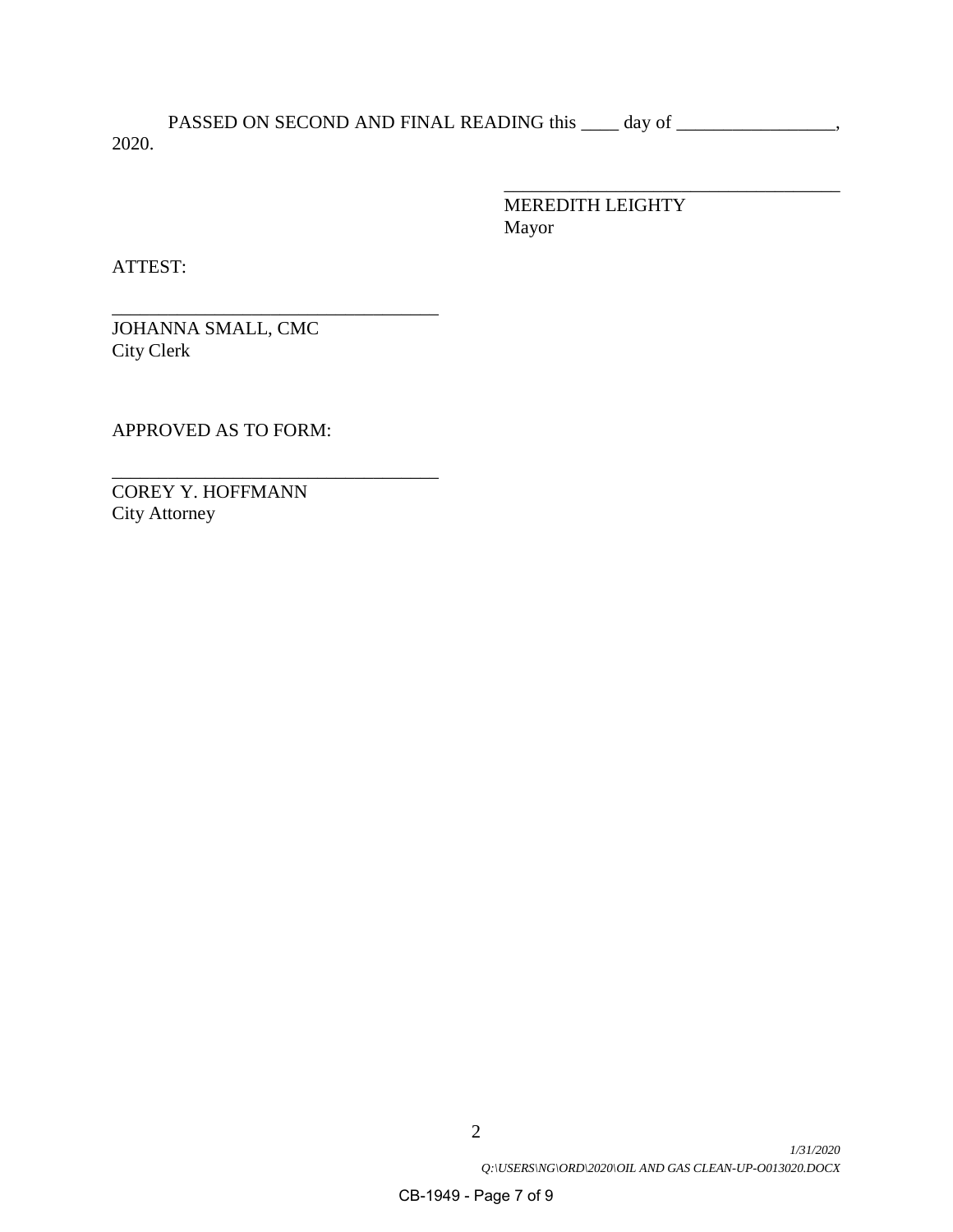PASSED ON SECOND AND FINAL READING this ____ day of _________________, 2020.

\_\_\_\_\_\_\_\_\_\_\_\_\_\_\_\_\_\_\_\_\_\_\_\_\_\_\_\_\_\_\_\_\_\_\_\_
MEREDITH LEIGHTY
Mayor

ATTEST:

\_\_\_\_\_\_\_\_\_\_\_\_\_\_\_\_\_\_\_\_\_\_\_\_\_\_\_\_\_\_\_\_\_\_\_\_
JOHANNA SMALL, CMC
City Clerk

APPROVED AS TO FORM:

\_\_\_\_\_\_\_\_\_\_\_\_\_\_\_\_\_\_\_\_\_\_\_\_\_\_\_\_\_\_\_\_\_\_\_\_
COREY Y. HOFFMANN
City Attorney

*1/31/2020*
*Q:\USERS\NG\ORD\2020\OIL AND GAS CLEAN-UP-O013020.DOCX*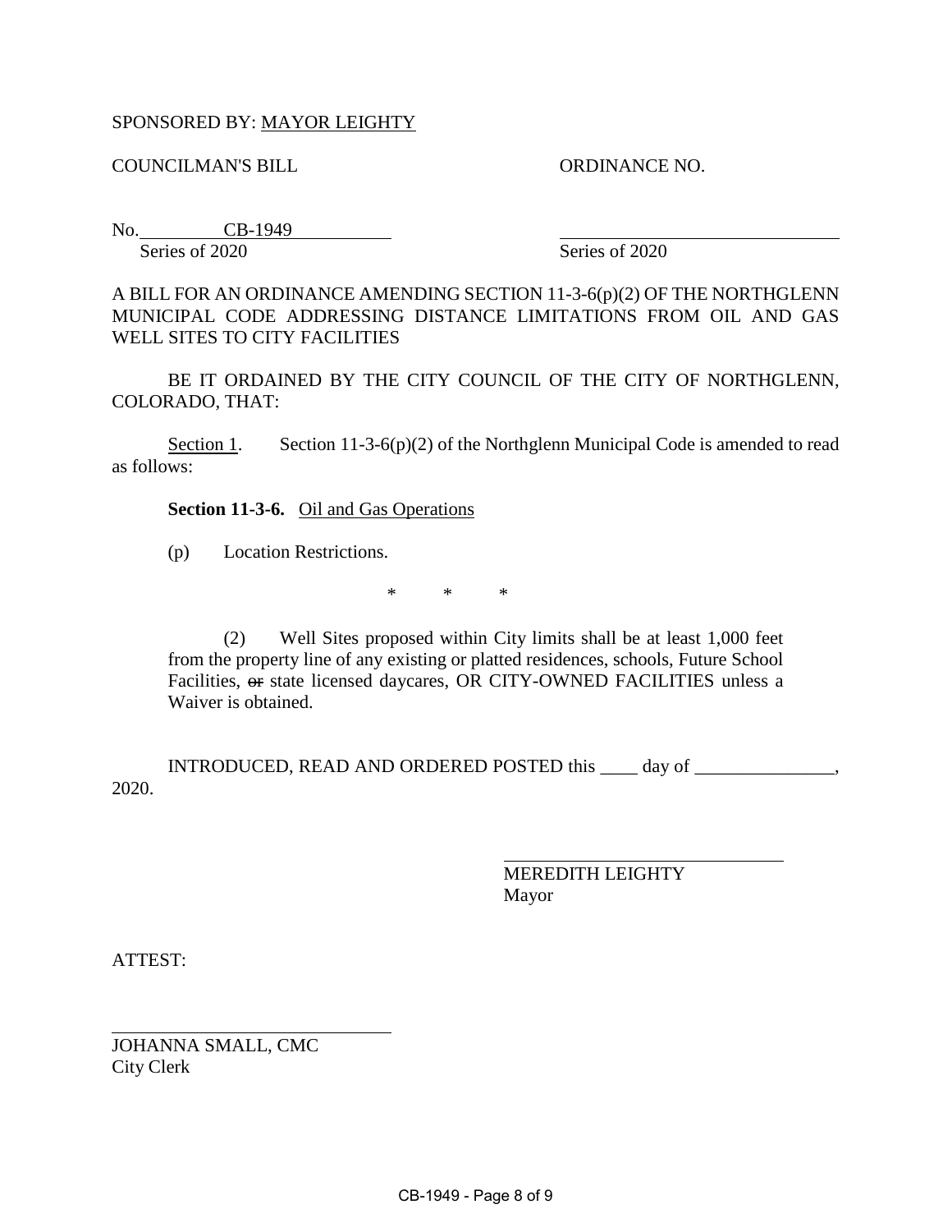SPONSORED BY: MAYOR LEIGHTY

COUNCILMAN'S BILL ORDINANCE NO.

No. CB-1949
Series of 2020 Series of 2020

A BILL FOR AN ORDINANCE AMENDING SECTION 11-3-6(p)(2) OF THE NORTHGLENN MUNICIPAL CODE ADDRESSING DISTANCE LIMITATIONS FROM OIL AND GAS WELL SITES TO CITY FACILITIES

BE IT ORDAINED BY THE CITY COUNCIL OF THE CITY OF NORTHGLENN, COLORADO, THAT:

Section 1. Section 11-3-6(p)(2) of the Northglenn Municipal Code is amended to read as follows:

> **Section 11-3-6.** Oil and Gas Operations
>
> (p) Location Restrictions.
>
> \* \* \*
>
> (2) Well Sites proposed within City limits shall be at least 1,000 feet from the property line of any existing or platted residences, schools, Future School Facilities, ~~or~~ state licensed daycares, OR CITY-OWNED FACILITIES unless a Waiver is obtained.

INTRODUCED, READ AND ORDERED POSTED this \_\_\_\_ day of \_\_\_\_\_\_\_\_\_\_\_\_\_\_\_, 2020.

\_\_\_\_\_\_\_\_\_\_\_\_\_\_\_\_\_\_\_\_\_\_\_\_\_\_\_\_
MEREDITH LEIGHTY
Mayor

ATTEST:

\_\_\_\_\_\_\_\_\_\_\_\_\_\_\_\_\_\_\_\_\_\_\_\_\_\_\_\_
JOHANNA SMALL, CMC
City Clerk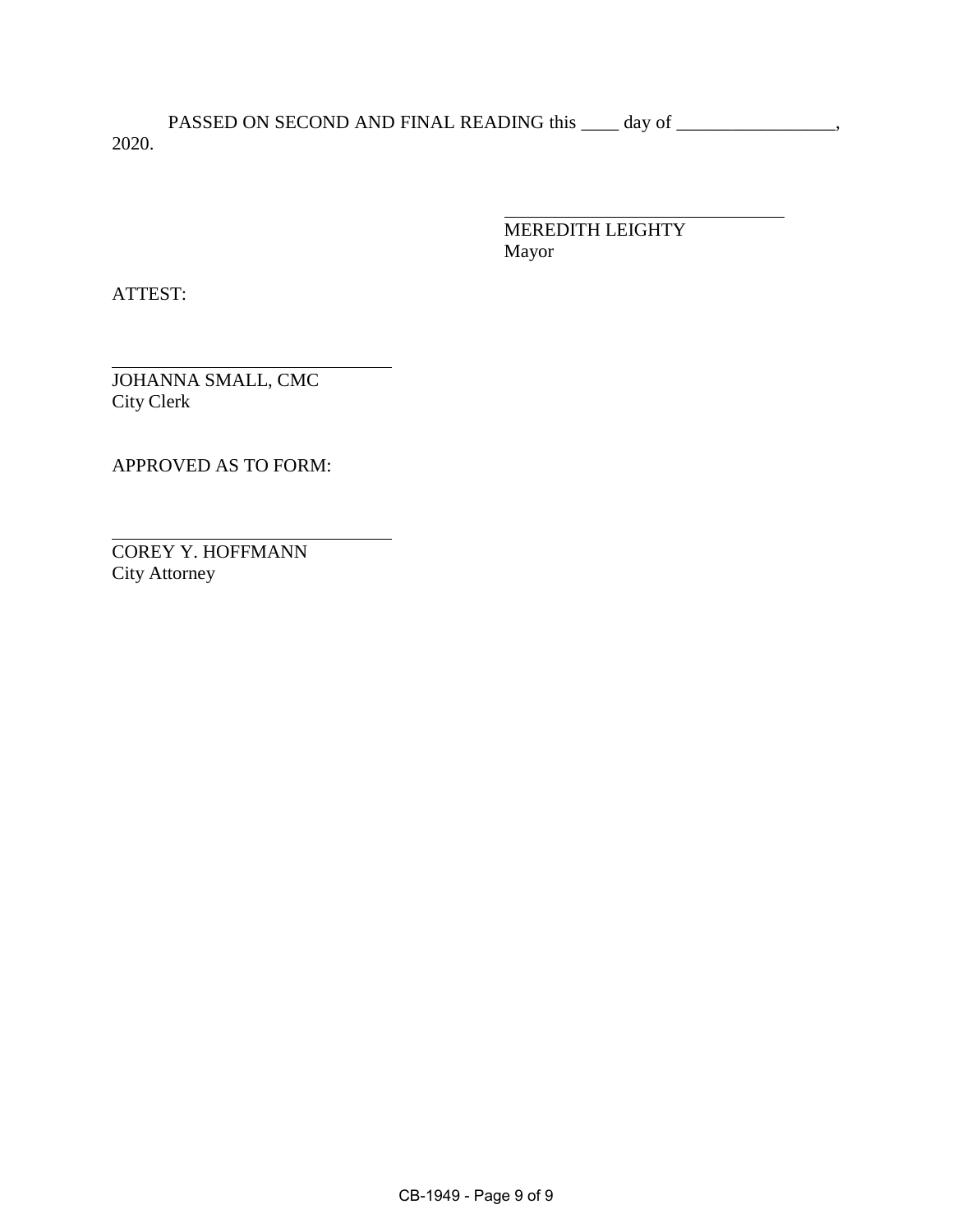PASSED ON SECOND AND FINAL READING this ____ day of _________________, 2020.

\_\_\_\_\_\_\_\_\_\_\_\_\_\_\_\_\_\_\_\_\_\_\_\_\_\_\_\_\_\_
MEREDITH LEIGHTY
Mayor

ATTEST:

\_\_\_\_\_\_\_\_\_\_\_\_\_\_\_\_\_\_\_\_\_\_\_\_\_\_\_\_\_\_
JOHANNA SMALL, CMC
City Clerk

APPROVED AS TO FORM:

\_\_\_\_\_\_\_\_\_\_\_\_\_\_\_\_\_\_\_\_\_\_\_\_\_\_\_\_\_\_
COREY Y. HOFFMANN
City Attorney